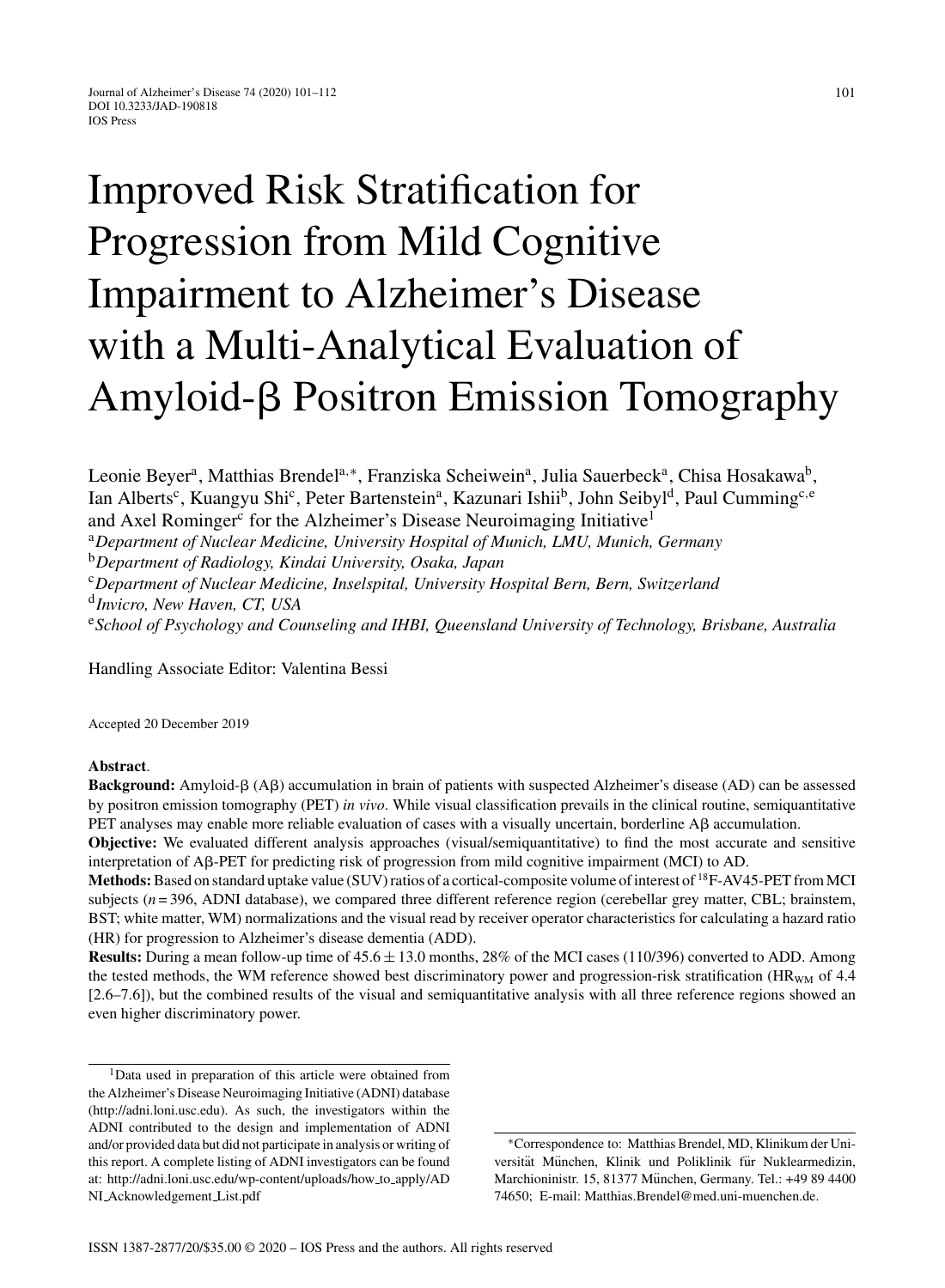# Improved Risk Stratification for Progression from Mild Cognitive Impairment to Alzheimer's Disease with a Multi-Analytical Evaluation of Amyloid-β Positron Emission Tomography

Leonie Beyer[a], Matthias Brendel[a,*], Franziska Scheiwein[a], Julia Sauerbeck[a], Chisa Hosakawa[b], Ian Alberts[c], Kuangyu Shi[c], Peter Bartenstein[a], Kazunari Ishii[b], John Seibyl[d], Paul Cumming[c,e] and Axel Rominger[c] for the Alzheimer's Disease Neuroimaging Initiative[1]

[a]*Department of Nuclear Medicine, University Hospital of Munich, LMU, Munich, Germany*
[b]*Department of Radiology, Kindai University, Osaka, Japan*
[c]*Department of Nuclear Medicine, Inselspital, University Hospital Bern, Bern, Switzerland*
[d]*Invicro, New Haven, CT, USA*
[e]*School of Psychology and Counseling and IHBI, Queensland University of Technology, Brisbane, Australia*

Handling Associate Editor: Valentina Bessi

Accepted 20 December 2019

**Abstract**.

**Background:** Amyloid-β (Aβ) accumulation in brain of patients with suspected Alzheimer's disease (AD) can be assessed by positron emission tomography (PET) *in vivo*. While visual classification prevails in the clinical routine, semiquantitative PET analyses may enable more reliable evaluation of cases with a visually uncertain, borderline Aβ accumulation.

**Objective:** We evaluated different analysis approaches (visual/semiquantitative) to find the most accurate and sensitive interpretation of Aβ-PET for predicting risk of progression from mild cognitive impairment (MCI) to AD.

**Methods:** Based on standard uptake value (SUV) ratios of a cortical-composite volume of interest of $^{18}$F-AV45-PET from MCI subjects ($n = 396$, ADNI database), we compared three different reference region (cerebellar grey matter, CBL; brainstem, BST; white matter, WM) normalizations and the visual read by receiver operator characteristics for calculating a hazard ratio (HR) for progression to Alzheimer's disease dementia (ADD).

**Results:** During a mean follow-up time of 45.6 ± 13.0 months, 28% of the MCI cases (110/396) converted to ADD. Among the tested methods, the WM reference showed best discriminatory power and progression-risk stratification ($HR_{WM}$ of 4.4 [2.6–7.6]), but the combined results of the visual and semiquantitative analysis with all three reference regions showed an even higher discriminatory power.

[1]Data used in preparation of this article were obtained from the Alzheimer's Disease Neuroimaging Initiative (ADNI) database (http://adni.loni.usc.edu). As such, the investigators within the ADNI contributed to the design and implementation of ADNI and/or provided data but did not participate in analysis or writing of this report. A complete listing of ADNI investigators can be found at: http://adni.loni.usc.edu/wp-content/uploads/how_to_apply/ADNI_Acknowledgement_List.pdf

*Correspondence to: Matthias Brendel, MD, Klinikum der Universität München, Klinik und Poliklinik für Nuklearmedizin, Marchioninistr. 15, 81377 München, Germany. Tel.: +49 89 4400 74650; E-mail: Matthias.Brendel@med.uni-muenchen.de.

ISSN 1387-2877/20/$35.00 © 2020 – IOS Press and the authors. All rights reserved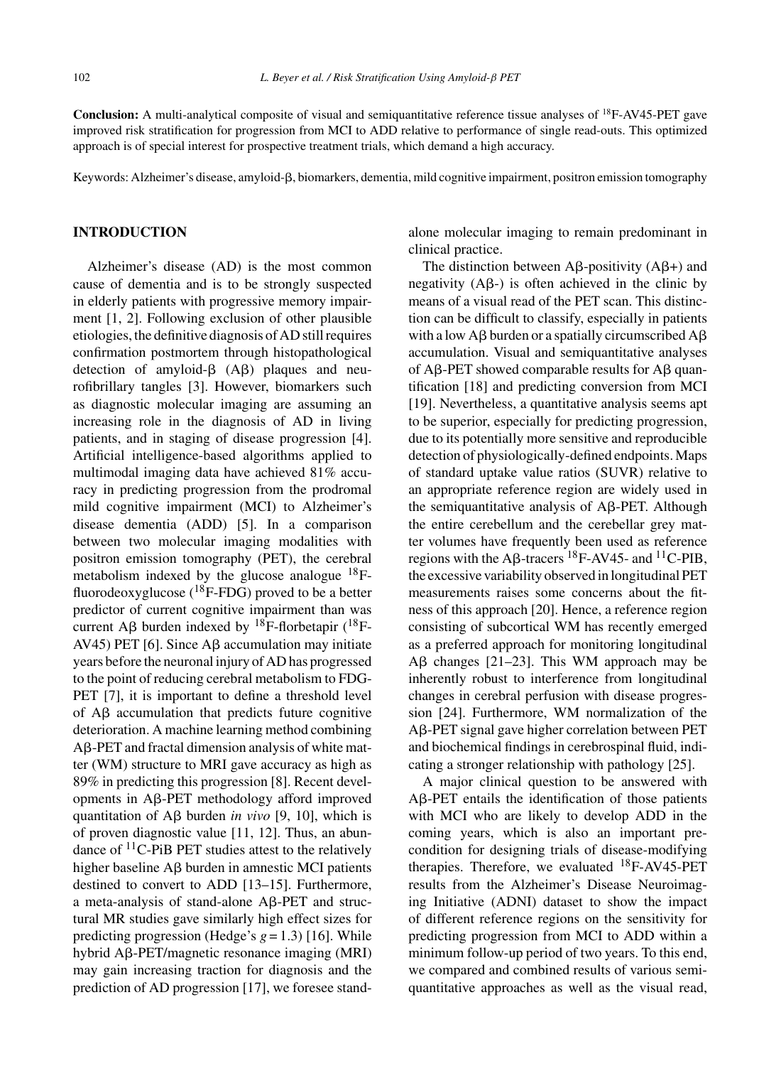**Conclusion:** A multi-analytical composite of visual and semiquantitative reference tissue analyses of $^{18}$F-AV45-PET gave improved risk stratification for progression from MCI to ADD relative to performance of single read-outs. This optimized approach is of special interest for prospective treatment trials, which demand a high accuracy.

Keywords: Alzheimer's disease, amyloid-β, biomarkers, dementia, mild cognitive impairment, positron emission tomography

## INTRODUCTION

Alzheimer's disease (AD) is the most common cause of dementia and is to be strongly suspected in elderly patients with progressive memory impairment [1, 2]. Following exclusion of other plausible etiologies, the definitive diagnosis of AD still requires confirmation postmortem through histopathological detection of amyloid-β (Aβ) plaques and neurofibrillary tangles [3]. However, biomarkers such as diagnostic molecular imaging are assuming an increasing role in the diagnosis of AD in living patients, and in staging of disease progression [4]. Artificial intelligence-based algorithms applied to multimodal imaging data have achieved 81% accuracy in predicting progression from the prodromal mild cognitive impairment (MCI) to Alzheimer's disease dementia (ADD) [5]. In a comparison between two molecular imaging modalities with positron emission tomography (PET), the cerebral metabolism indexed by the glucose analogue $^{18}$F-fluorodeoxyglucose ($^{18}$F-FDG) proved to be a better predictor of current cognitive impairment than was current Aβ burden indexed by $^{18}$F-florbetapir ($^{18}$F-AV45) PET [6]. Since Aβ accumulation may initiate years before the neuronal injury of AD has progressed to the point of reducing cerebral metabolism to FDG-PET [7], it is important to define a threshold level of Aβ accumulation that predicts future cognitive deterioration. A machine learning method combining Aβ-PET and fractal dimension analysis of white matter (WM) structure to MRI gave accuracy as high as 89% in predicting this progression [8]. Recent developments in Aβ-PET methodology afford improved quantitation of Aβ burden *in vivo* [9, 10], which is of proven diagnostic value [11, 12]. Thus, an abundance of $^{11}$C-PiB PET studies attest to the relatively higher baseline Aβ burden in amnestic MCI patients destined to convert to ADD [13–15]. Furthermore, a meta-analysis of stand-alone Aβ-PET and structural MR studies gave similarly high effect sizes for predicting progression (Hedge's $g = 1.3$) [16]. While hybrid Aβ-PET/magnetic resonance imaging (MRI) may gain increasing traction for diagnosis and the prediction of AD progression [17], we foresee stand-alone molecular imaging to remain predominant in clinical practice.

The distinction between Aβ-positivity (Aβ+) and negativity (Aβ-) is often achieved in the clinic by means of a visual read of the PET scan. This distinction can be difficult to classify, especially in patients with a low Aβ burden or a spatially circumscribed Aβ accumulation. Visual and semiquantitative analyses of Aβ-PET showed comparable results for Aβ quantification [18] and predicting conversion from MCI [19]. Nevertheless, a quantitative analysis seems apt to be superior, especially for predicting progression, due to its potentially more sensitive and reproducible detection of physiologically-defined endpoints. Maps of standard uptake value ratios (SUVR) relative to an appropriate reference region are widely used in the semiquantitative analysis of Aβ-PET. Although the entire cerebellum and the cerebellar grey matter volumes have frequently been used as reference regions with the Aβ-tracers $^{18}$F-AV45- and $^{11}$C-PIB, the excessive variability observed in longitudinal PET measurements raises some concerns about the fitness of this approach [20]. Hence, a reference region consisting of subcortical WM has recently emerged as a preferred approach for monitoring longitudinal Aβ changes [21–23]. This WM approach may be inherently robust to interference from longitudinal changes in cerebral perfusion with disease progression [24]. Furthermore, WM normalization of the Aβ-PET signal gave higher correlation between PET and biochemical findings in cerebrospinal fluid, indicating a stronger relationship with pathology [25].

A major clinical question to be answered with Aβ-PET entails the identification of those patients with MCI who are likely to develop ADD in the coming years, which is also an important precondition for designing trials of disease-modifying therapies. Therefore, we evaluated $^{18}$F-AV45-PET results from the Alzheimer's Disease Neuroimaging Initiative (ADNI) dataset to show the impact of different reference regions on the sensitivity for predicting progression from MCI to ADD within a minimum follow-up period of two years. To this end, we compared and combined results of various semi-quantitative approaches as well as the visual read,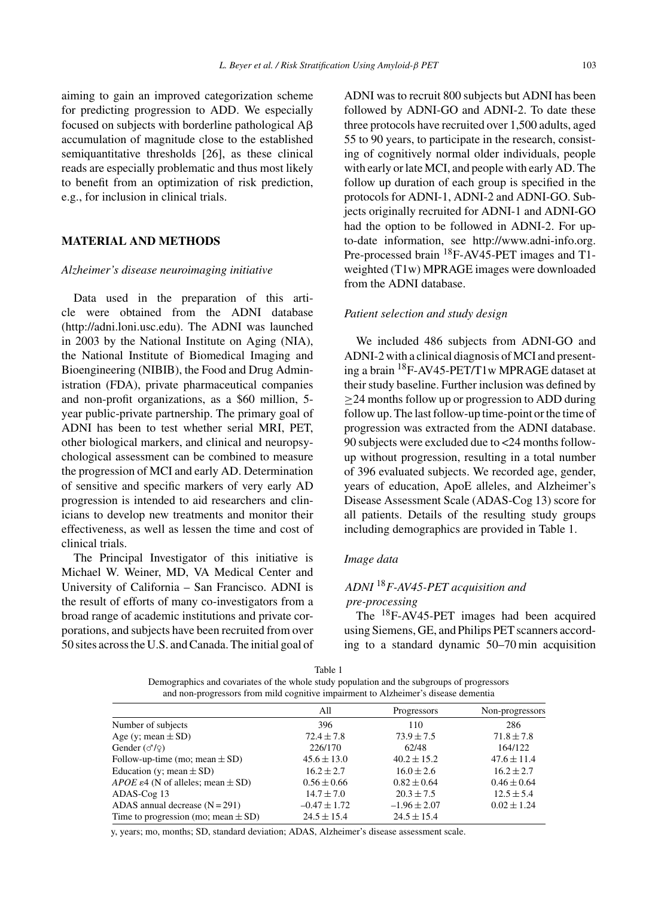aiming to gain an improved categorization scheme for predicting progression to ADD. We especially focused on subjects with borderline pathological Aβ accumulation of magnitude close to the established semiquantitative thresholds [26], as these clinical reads are especially problematic and thus most likely to benefit from an optimization of risk prediction, e.g., for inclusion in clinical trials.

## MATERIAL AND METHODS

### *Alzheimer's disease neuroimaging initiative*

Data used in the preparation of this article were obtained from the ADNI database (http://adni.loni.usc.edu). The ADNI was launched in 2003 by the National Institute on Aging (NIA), the National Institute of Biomedical Imaging and Bioengineering (NIBIB), the Food and Drug Administration (FDA), private pharmaceutical companies and non-profit organizations, as a \$60 million, 5-year public-private partnership. The primary goal of ADNI has been to test whether serial MRI, PET, other biological markers, and clinical and neuropsychological assessment can be combined to measure the progression of MCI and early AD. Determination of sensitive and specific markers of very early AD progression is intended to aid researchers and clinicians to develop new treatments and monitor their effectiveness, as well as lessen the time and cost of clinical trials.

The Principal Investigator of this initiative is Michael W. Weiner, MD, VA Medical Center and University of California – San Francisco. ADNI is the result of efforts of many co-investigators from a broad range of academic institutions and private corporations, and subjects have been recruited from over 50 sites across the U.S. and Canada. The initial goal of ADNI was to recruit 800 subjects but ADNI has been followed by ADNI-GO and ADNI-2. To date these three protocols have recruited over 1,500 adults, aged 55 to 90 years, to participate in the research, consisting of cognitively normal older individuals, people with early or late MCI, and people with early AD. The follow up duration of each group is specified in the protocols for ADNI-1, ADNI-2 and ADNI-GO. Subjects originally recruited for ADNI-1 and ADNI-GO had the option to be followed in ADNI-2. For up-to-date information, see http://www.adni-info.org. Pre-processed brain $^{18}$F-AV45-PET images and T1-weighted (T1w) MPRAGE images were downloaded from the ADNI database.

### *Patient selection and study design*

We included 486 subjects from ADNI-GO and ADNI-2 with a clinical diagnosis of MCI and presenting a brain $^{18}$F-AV45-PET/T1w MPRAGE dataset at their study baseline. Further inclusion was defined by ≥24 months follow up or progression to ADD during follow up. The last follow-up time-point or the time of progression was extracted from the ADNI database. 90 subjects were excluded due to <24 months follow-up without progression, resulting in a total number of 396 evaluated subjects. We recorded age, gender, years of education, ApoE alleles, and Alzheimer's Disease Assessment Scale (ADAS-Cog 13) score for all patients. Details of the resulting study groups including demographics are provided in Table 1.

### *Image data*

#### *ADNI $^{18}$F-AV45-PET acquisition and pre-processing*

The $^{18}$F-AV45-PET images had been acquired using Siemens, GE, and Philips PET scanners according to a standard dynamic 50–70 min acquisition

Table 1
Demographics and covariates of the whole study population and the subgroups of progressors and non-progressors from mild cognitive impairment to Alzheimer's disease dementia

| | All | Progressors | Non-progressors |
|---|---|---|---|
| Number of subjects | 396 | 110 | 286 |
| Age (y; mean ± SD) | 72.4 ± 7.8 | 73.9 ± 7.5 | 71.8 ± 7.8 |
| Gender (♂/♀) | 226/170 | 62/48 | 164/122 |
| Follow-up-time (mo; mean ± SD) | 45.6 ± 13.0 | 40.2 ± 15.2 | 47.6 ± 11.4 |
| Education (y; mean ± SD) | 16.2 ± 2.7 | 16.0 ± 2.6 | 16.2 ± 2.7 |
| *APOE* ε4 (N of alleles; mean ± SD) | 0.56 ± 0.66 | 0.82 ± 0.64 | 0.46 ± 0.64 |
| ADAS-Cog 13 | 14.7 ± 7.0 | 20.3 ± 7.5 | 12.5 ± 5.4 |
| ADAS annual decrease (N = 291) | –0.47 ± 1.72 | –1.96 ± 2.07 | 0.02 ± 1.24 |
| Time to progression (mo; mean ± SD) | 24.5 ± 15.4 | 24.5 ± 15.4 | |

y, years; mo, months; SD, standard deviation; ADAS, Alzheimer's disease assessment scale.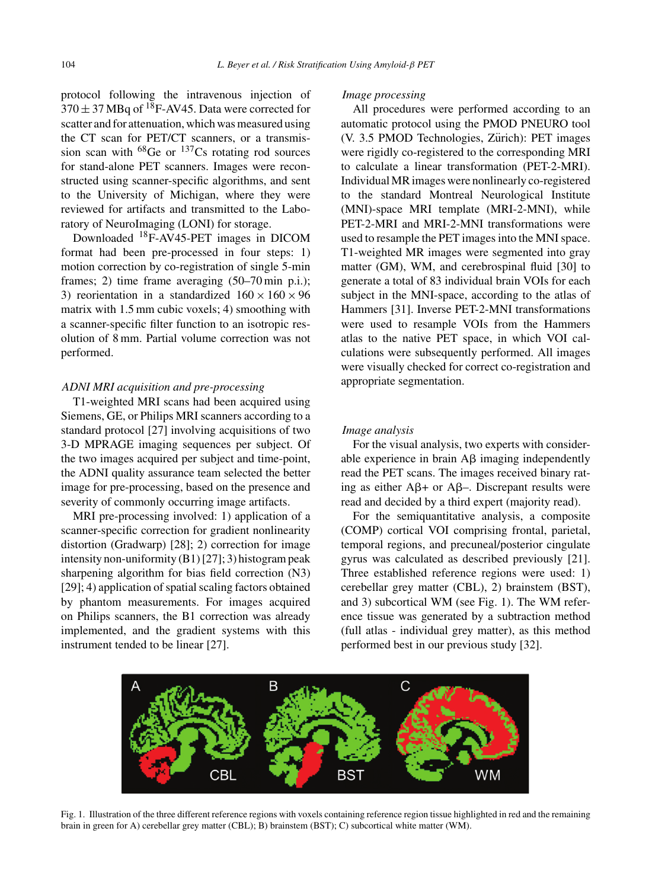protocol following the intravenous injection of $370 \pm 37$ MBq of $^{18}$F-AV45. Data were corrected for scatter and for attenuation, which was measured using the CT scan for PET/CT scanners, or a transmission scan with $^{68}$Ge or $^{137}$Cs rotating rod sources for stand-alone PET scanners. Images were reconstructed using scanner-specific algorithms, and sent to the University of Michigan, where they were reviewed for artifacts and transmitted to the Laboratory of NeuroImaging (LONI) for storage.

Downloaded $^{18}$F-AV45-PET images in DICOM format had been pre-processed in four steps: 1) motion correction by co-registration of single 5-min frames; 2) time frame averaging (50–70 min p.i.); 3) reorientation in a standardized $160 \times 160 \times 96$ matrix with 1.5 mm cubic voxels; 4) smoothing with a scanner-specific filter function to an isotropic resolution of 8 mm. Partial volume correction was not performed.

### *ADNI MRI acquisition and pre-processing*

T1-weighted MRI scans had been acquired using Siemens, GE, or Philips MRI scanners according to a standard protocol [27] involving acquisitions of two 3-D MPRAGE imaging sequences per subject. Of the two images acquired per subject and time-point, the ADNI quality assurance team selected the better image for pre-processing, based on the presence and severity of commonly occurring image artifacts.

MRI pre-processing involved: 1) application of a scanner-specific correction for gradient nonlinearity distortion (Gradwarp) [28]; 2) correction for image intensity non-uniformity (B1) [27]; 3) histogram peak sharpening algorithm for bias field correction (N3) [29]; 4) application of spatial scaling factors obtained by phantom measurements. For images acquired on Philips scanners, the B1 correction was already implemented, and the gradient systems with this instrument tended to be linear [27].

### *Image processing*

All procedures were performed according to an automatic protocol using the PMOD PNEURO tool (V. 3.5 PMOD Technologies, Zürich): PET images were rigidly co-registered to the corresponding MRI to calculate a linear transformation (PET-2-MRI). Individual MR images were nonlinearly co-registered to the standard Montreal Neurological Institute (MNI)-space MRI template (MRI-2-MNI), while PET-2-MRI and MRI-2-MNI transformations were used to resample the PET images into the MNI space. T1-weighted MR images were segmented into gray matter (GM), WM, and cerebrospinal fluid [30] to generate a total of 83 individual brain VOIs for each subject in the MNI-space, according to the atlas of Hammers [31]. Inverse PET-2-MNI transformations were used to resample VOIs from the Hammers atlas to the native PET space, in which VOI calculations were subsequently performed. All images were visually checked for correct co-registration and appropriate segmentation.

### *Image analysis*

For the visual analysis, two experts with considerable experience in brain Aβ imaging independently read the PET scans. The images received binary rating as either Aβ+ or Aβ–. Discrepant results were read and decided by a third expert (majority read).

For the semiquantitative analysis, a composite (COMP) cortical VOI comprising frontal, parietal, temporal regions, and precuneal/posterior cingulate gyrus was calculated as described previously [21]. Three established reference regions were used: 1) cerebellar grey matter (CBL), 2) brainstem (BST), and 3) subcortical WM (see Fig. 1). The WM reference tissue was generated by a subtraction method (full atlas - individual grey matter), as this method performed best in our previous study [32].

Fig. 1. Illustration of the three different reference regions with voxels containing reference region tissue highlighted in red and the remaining brain in green for A) cerebellar grey matter (CBL); B) brainstem (BST); C) subcortical white matter (WM).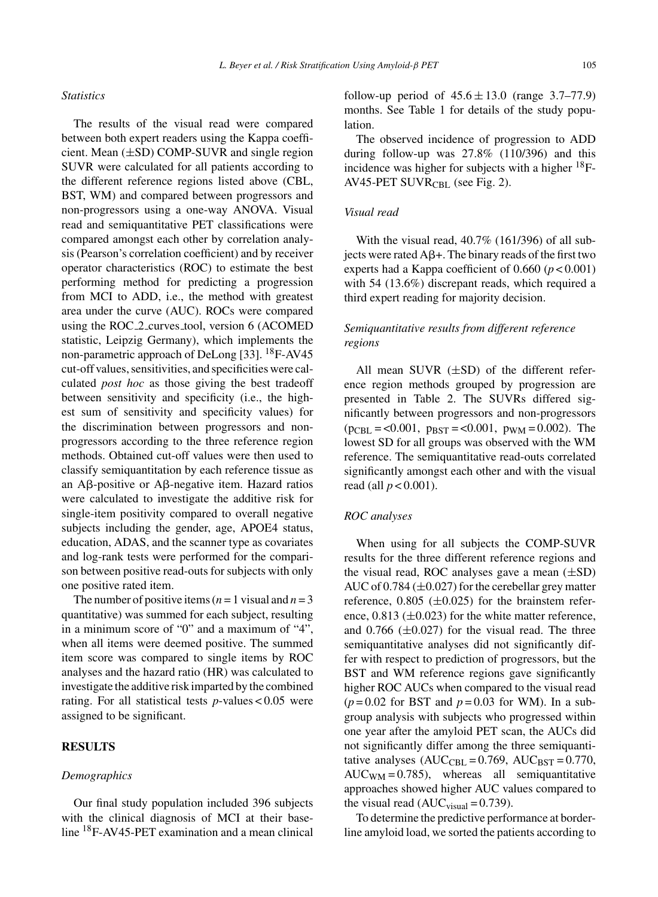### *Statistics*

The results of the visual read were compared between both expert readers using the Kappa coefficient. Mean (±SD) COMP-SUVR and single region SUVR were calculated for all patients according to the different reference regions listed above (CBL, BST, WM) and compared between progressors and non-progressors using a one-way ANOVA. Visual read and semiquantitative PET classifications were compared amongst each other by correlation analysis (Pearson's correlation coefficient) and by receiver operator characteristics (ROC) to estimate the best performing method for predicting a progression from MCI to ADD, i.e., the method with greatest area under the curve (AUC). ROCs were compared using the ROC_2_curves_tool, version 6 (ACOMED statistic, Leipzig Germany), which implements the non-parametric approach of DeLong [33]. $^{18}$F-AV45 cut-off values, sensitivities, and specificities were calculated *post hoc* as those giving the best tradeoff between sensitivity and specificity (i.e., the highest sum of sensitivity and specificity values) for the discrimination between progressors and non-progressors according to the three reference region methods. Obtained cut-off values were then used to classify semiquantitation by each reference tissue as an Aβ-positive or Aβ-negative item. Hazard ratios were calculated to investigate the additive risk for single-item positivity compared to overall negative subjects including the gender, age, APOE4 status, education, ADAS, and the scanner type as covariates and log-rank tests were performed for the comparison between positive read-outs for subjects with only one positive rated item.

The number of positive items ($n = 1$ visual and $n = 3$ quantitative) was summed for each subject, resulting in a minimum score of "0" and a maximum of "4", when all items were deemed positive. The summed item score was compared to single items by ROC analyses and the hazard ratio (HR) was calculated to investigate the additive risk imparted by the combined rating. For all statistical tests $p$-values < 0.05 were assigned to be significant.

## RESULTS

### *Demographics*

Our final study population included 396 subjects with the clinical diagnosis of MCI at their baseline $^{18}$F-AV45-PET examination and a mean clinical follow-up period of 45.6 ± 13.0 (range 3.7–77.9) months. See Table 1 for details of the study population.

The observed incidence of progression to ADD during follow-up was 27.8% (110/396) and this incidence was higher for subjects with a higher $^{18}$F-AV45-PET $SUVR_{CBL}$ (see Fig. 2).

### *Visual read*

With the visual read, 40.7% (161/396) of all subjects were rated Aβ+. The binary reads of the first two experts had a Kappa coefficient of 0.660 ($p < 0.001$) with 54 (13.6%) discrepant reads, which required a third expert reading for majority decision.

### *Semiquantitative results from different reference regions*

All mean SUVR (±SD) of the different reference region methods grouped by progression are presented in Table 2. The SUVRs differed significantly between progressors and non-progressors ($p_{CBL} = <0.001$, $p_{BST} = <0.001$, $p_{WM} = 0.002$). The lowest SD for all groups was observed with the WM reference. The semiquantitative read-outs correlated significantly amongst each other and with the visual read (all $p < 0.001$).

### *ROC analyses*

When using for all subjects the COMP-SUVR results for the three different reference regions and the visual read, ROC analyses gave a mean (±SD) AUC of 0.784 (±0.027) for the cerebellar grey matter reference, 0.805 (±0.025) for the brainstem reference, 0.813 (±0.023) for the white matter reference, and 0.766 (±0.027) for the visual read. The three semiquantitative analyses did not significantly differ with respect to prediction of progressors, but the BST and WM reference regions gave significantly higher ROC AUCs when compared to the visual read ($p = 0.02$ for BST and $p = 0.03$ for WM). In a subgroup analysis with subjects who progressed within one year after the amyloid PET scan, the AUCs did not significantly differ among the three semiquantitative analyses ($AUC_{CBL} = 0.769$, $AUC_{BST} = 0.770$, $AUC_{WM} = 0.785$), whereas all semiquantitative approaches showed higher AUC values compared to the visual read ($AUC_{visual} = 0.739$).

To determine the predictive performance at borderline amyloid load, we sorted the patients according to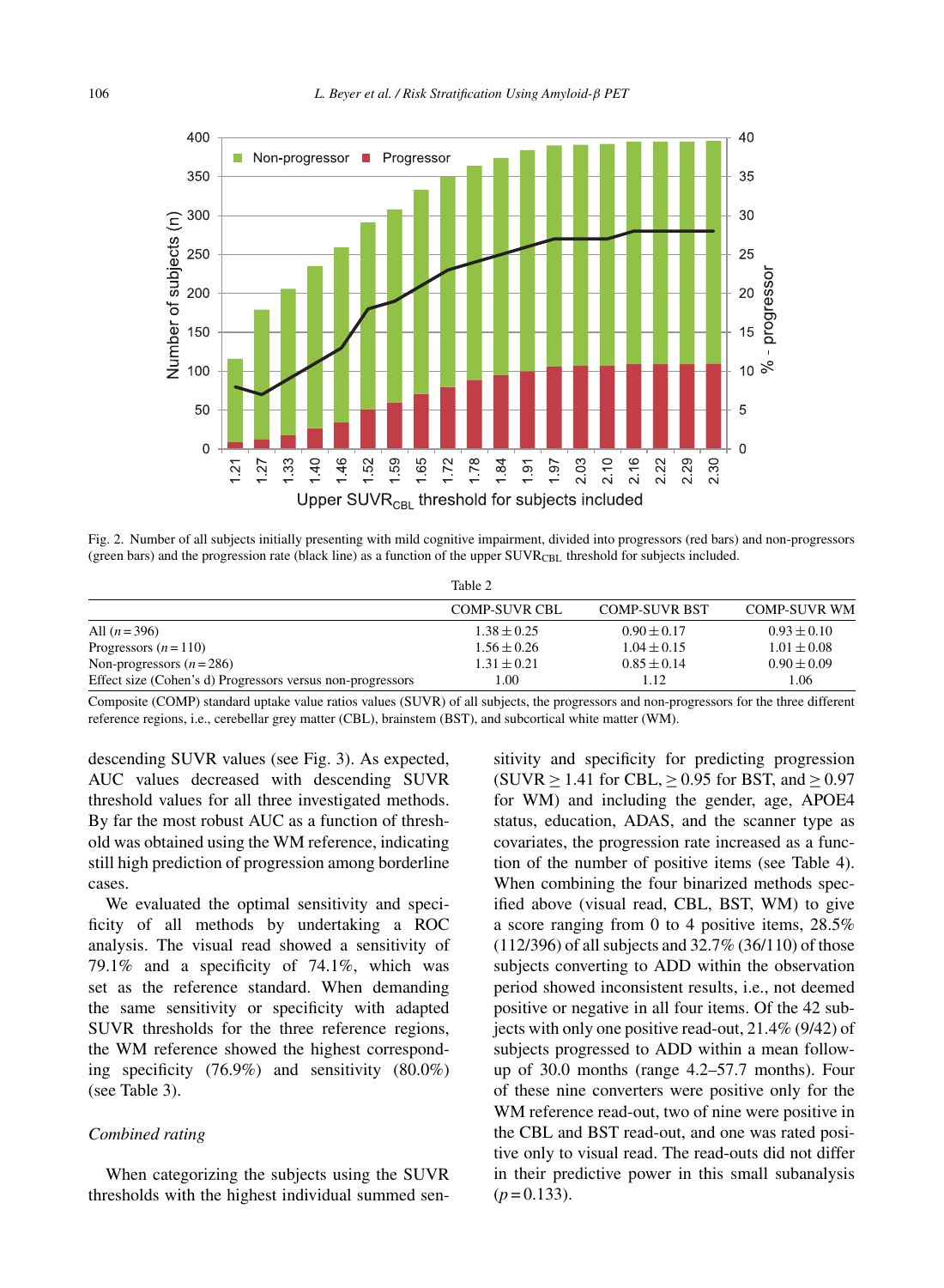Fig. 2. Number of all subjects initially presenting with mild cognitive impairment, divided into progressors (red bars) and non-progressors (green bars) and the progression rate (black line) as a function of the upper $SUVR_{CBL}$ threshold for subjects included.

Table 2

| | COMP-SUVR CBL | COMP-SUVR BST | COMP-SUVR WM |
|---|---|---|---|
| All ($n = 396$) | $1.38 \pm 0.25$ | $0.90 \pm 0.17$ | $0.93 \pm 0.10$ |
| Progressors ($n = 110$) | $1.56 \pm 0.26$ | $1.04 \pm 0.15$ | $1.01 \pm 0.08$ |
| Non-progressors ($n = 286$) | $1.31 \pm 0.21$ | $0.85 \pm 0.14$ | $0.90 \pm 0.09$ |
| Effect size (Cohen's d) Progressors versus non-progressors | 1.00 | 1.12 | 1.06 |

Composite (COMP) standard uptake value ratios values (SUVR) of all subjects, the progressors and non-progressors for the three different reference regions, i.e., cerebellar grey matter (CBL), brainstem (BST), and subcortical white matter (WM).

descending SUVR values (see Fig. 3). As expected, AUC values decreased with descending SUVR threshold values for all three investigated methods. By far the most robust AUC as a function of threshold was obtained using the WM reference, indicating still high prediction of progression among borderline cases.

We evaluated the optimal sensitivity and specificity of all methods by undertaking a ROC analysis. The visual read showed a sensitivity of 79.1% and a specificity of 74.1%, which was set as the reference standard. When demanding the same sensitivity or specificity with adapted SUVR thresholds for the three reference regions, the WM reference showed the highest corresponding specificity (76.9%) and sensitivity (80.0%) (see Table 3).

### *Combined rating*

When categorizing the subjects using the SUVR thresholds with the highest individual summed sensitivity and specificity for predicting progression (SUVR $\geq 1.41$ for CBL, $\geq 0.95$ for BST, and $\geq 0.97$ for WM) and including the gender, age, APOE4 status, education, ADAS, and the scanner type as covariates, the progression rate increased as a function of the number of positive items (see Table 4). When combining the four binarized methods specified above (visual read, CBL, BST, WM) to give a score ranging from 0 to 4 positive items, 28.5% (112/396) of all subjects and 32.7% (36/110) of those subjects converting to ADD within the observation period showed inconsistent results, i.e., not deemed positive or negative in all four items. Of the 42 subjects with only one positive read-out, 21.4% (9/42) of subjects progressed to ADD within a mean follow-up of 30.0 months (range 4.2–57.7 months). Four of these nine converters were positive only for the WM reference read-out, two of nine were positive in the CBL and BST read-out, and one was rated positive only to visual read. The read-outs did not differ in their predictive power in this small subanalysis ($p = 0.133$).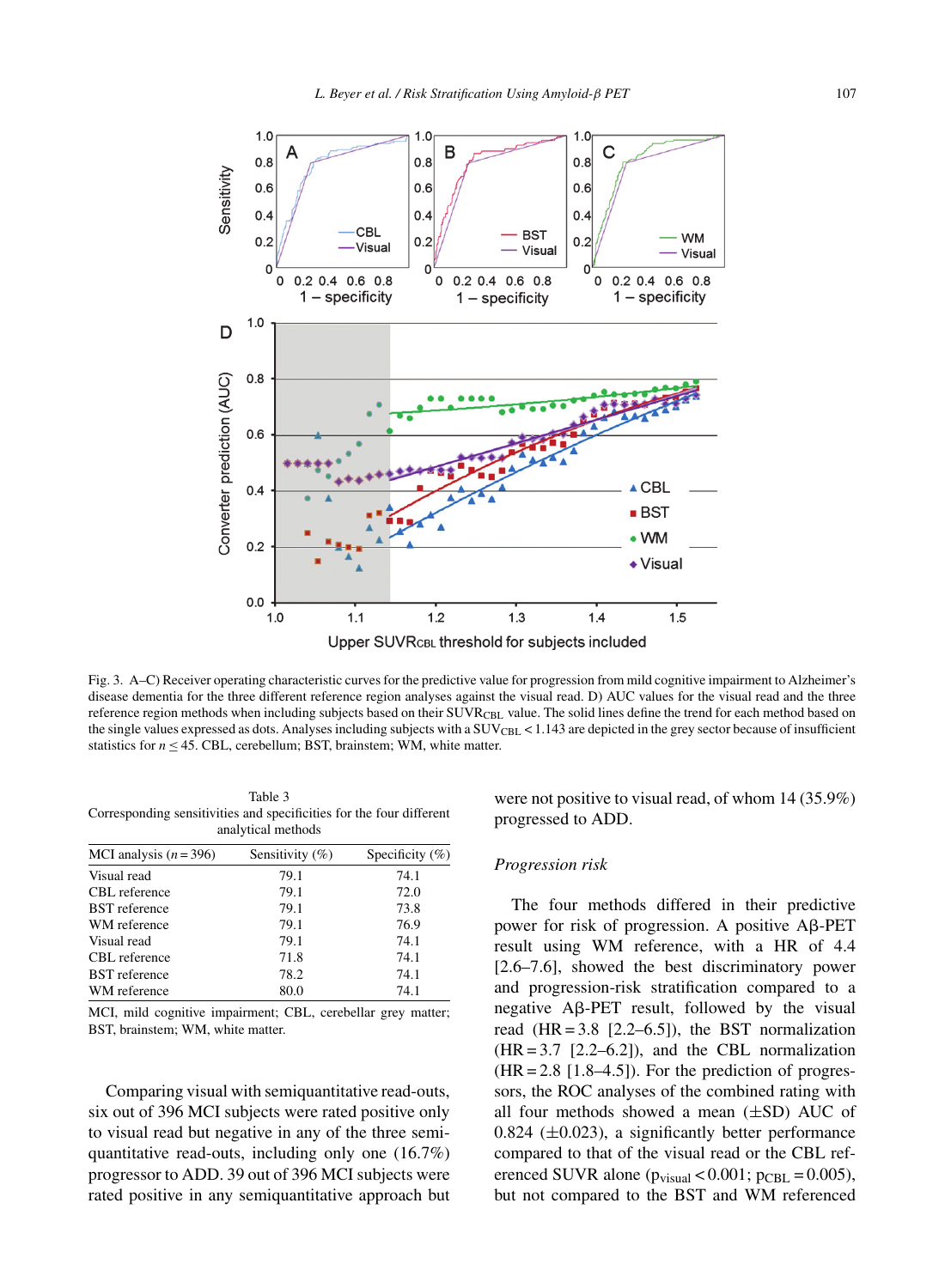Fig. 3. A–C) Receiver operating characteristic curves for the predictive value for progression from mild cognitive impairment to Alzheimer's disease dementia for the three different reference region analyses against the visual read. D) AUC values for the visual read and the three reference region methods when including subjects based on their $SUVR_{CBL}$ value. The solid lines define the trend for each method based on the single values expressed as dots. Analyses including subjects with a $SUV_{CBL} < 1.143$ are depicted in the grey sector because of insufficient statistics for $n \leq 45$. CBL, cerebellum; BST, brainstem; WM, white matter.

Table 3
Corresponding sensitivities and specificities for the four different analytical methods

| MCI analysis ($n = 396$) | Sensitivity (%) | Specificity (%) |
|---|---|---|
| Visual read | 79.1 | 74.1 |
| CBL reference | 79.1 | 72.0 |
| BST reference | 79.1 | 73.8 |
| WM reference | 79.1 | 76.9 |
| Visual read | 79.1 | 74.1 |
| CBL reference | 71.8 | 74.1 |
| BST reference | 78.2 | 74.1 |
| WM reference | 80.0 | 74.1 |

MCI, mild cognitive impairment; CBL, cerebellar grey matter; BST, brainstem; WM, white matter.

Comparing visual with semiquantitative read-outs, six out of 396 MCI subjects were rated positive only to visual read but negative in any of the three semiquantitative read-outs, including only one (16.7%) progressor to ADD. 39 out of 396 MCI subjects were rated positive in any semiquantitative approach but were not positive to visual read, of whom 14 (35.9%) progressed to ADD.

### *Progression risk*

The four methods differed in their predictive power for risk of progression. A positive Aβ-PET result using WM reference, with a HR of 4.4 [2.6–7.6], showed the best discriminatory power and progression-risk stratification compared to a negative Aβ-PET result, followed by the visual read (HR = 3.8 [2.2–6.5]), the BST normalization (HR = 3.7 [2.2–6.2]), and the CBL normalization (HR = 2.8 [1.8–4.5]). For the prediction of progressors, the ROC analyses of the combined rating with all four methods showed a mean (±SD) AUC of 0.824 (±0.023), a significantly better performance compared to that of the visual read or the CBL referenced SUVR alone ($p_{visual} < 0.001$; $p_{CBL} = 0.005$), but not compared to the BST and WM referenced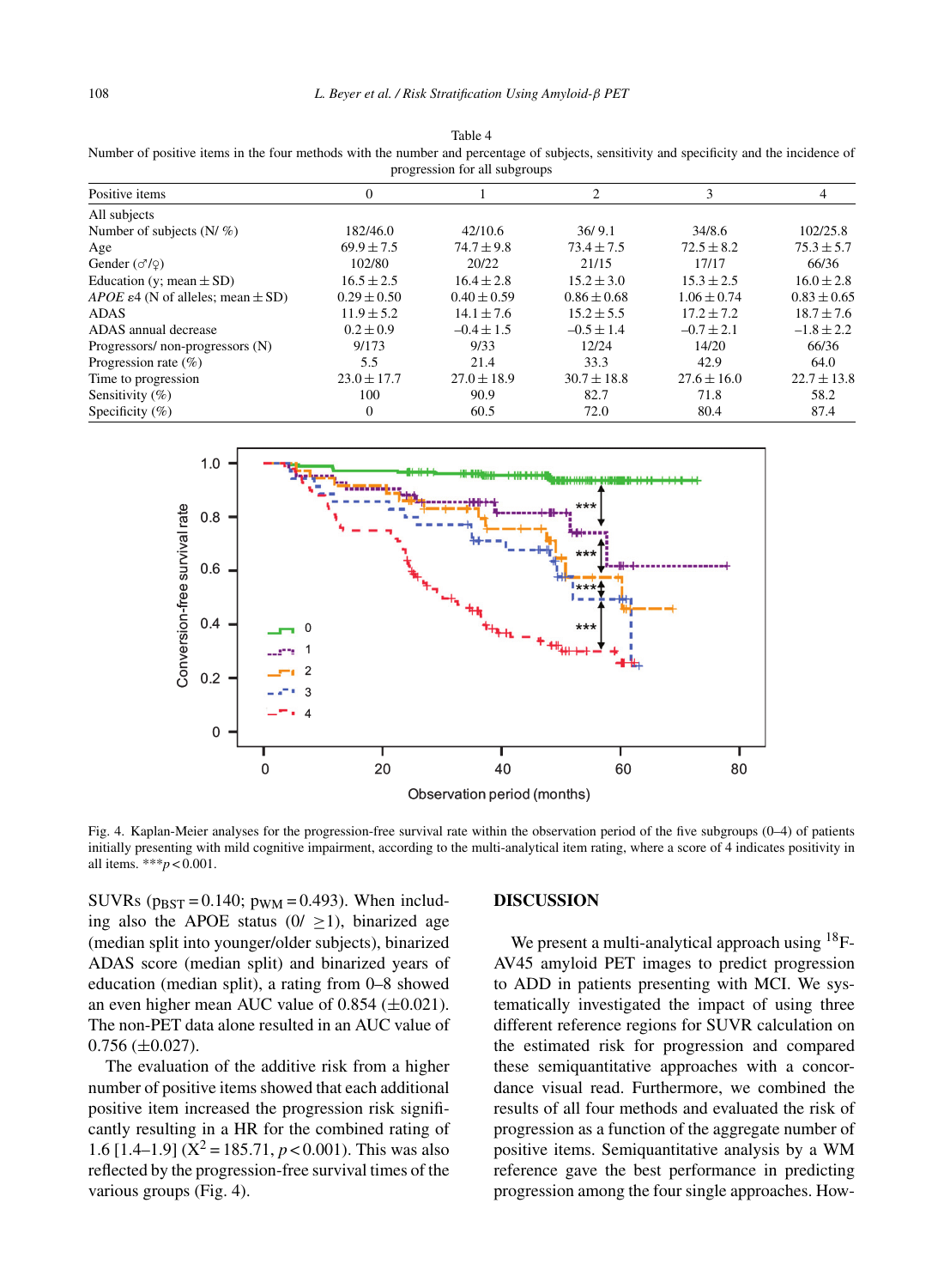Table 4
Number of positive items in the four methods with the number and percentage of subjects, sensitivity and specificity and the incidence of progression for all subgroups

| Positive items | 0 | 1 | 2 | 3 | 4 |
|---|---|---|---|---|---|
| All subjects | | | | | |
| Number of subjects (N/ %) | 182/46.0 | 42/10.6 | 36/ 9.1 | 34/8.6 | 102/25.8 |
| Age | $69.9 \pm 7.5$ | $74.7 \pm 9.8$ | $73.4 \pm 7.5$ | $72.5 \pm 8.2$ | $75.3 \pm 5.7$ |
| Gender (♂/♀) | 102/80 | 20/22 | 21/15 | 17/17 | 66/36 |
| Education (y; mean ± SD) | $16.5 \pm 2.5$ | $16.4 \pm 2.8$ | $15.2 \pm 3.0$ | $15.3 \pm 2.5$ | $16.0 \pm 2.8$ |
| *APOE* ε4 (N of alleles; mean ± SD) | $0.29 \pm 0.50$ | $0.40 \pm 0.59$ | $0.86 \pm 0.68$ | $1.06 \pm 0.74$ | $0.83 \pm 0.65$ |
| ADAS | $11.9 \pm 5.2$ | $14.1 \pm 7.6$ | $15.2 \pm 5.5$ | $17.2 \pm 7.2$ | $18.7 \pm 7.6$ |
| ADAS annual decrease | $0.2 \pm 0.9$ | $-0.4 \pm 1.5$ | $-0.5 \pm 1.4$ | $-0.7 \pm 2.1$ | $-1.8 \pm 2.2$ |
| Progressors/ non-progressors (N) | 9/173 | 9/33 | 12/24 | 14/20 | 66/36 |
| Progression rate (%) | 5.5 | 21.4 | 33.3 | 42.9 | 64.0 |
| Time to progression | $23.0 \pm 17.7$ | $27.0 \pm 18.9$ | $30.7 \pm 18.8$ | $27.6 \pm 16.0$ | $22.7 \pm 13.8$ |
| Sensitivity (%) | 100 | 90.9 | 82.7 | 71.8 | 58.2 |
| Specificity (%) | 0 | 60.5 | 72.0 | 80.4 | 87.4 |

Fig. 4. Kaplan-Meier analyses for the progression-free survival rate within the observation period of the five subgroups (0–4) of patients initially presenting with mild cognitive impairment, according to the multi-analytical item rating, where a score of 4 indicates positivity in all items. ***$p < 0.001$.

SUVRs ($p_{BST} = 0.140$; $p_{WM} = 0.493$). When including also the APOE status (0/ ≥1), binarized age (median split into younger/older subjects), binarized ADAS score (median split) and binarized years of education (median split), a rating from 0–8 showed an even higher mean AUC value of 0.854 (±0.021). The non-PET data alone resulted in an AUC value of 0.756 (±0.027).

The evaluation of the additive risk from a higher number of positive items showed that each additional positive item increased the progression risk significantly resulting in a HR for the combined rating of 1.6 [1.4–1.9] ($X^2 = 185.71$, $p < 0.001$). This was also reflected by the progression-free survival times of the various groups (Fig. 4).

## DISCUSSION

We present a multi-analytical approach using $^{18}$F-AV45 amyloid PET images to predict progression to ADD in patients presenting with MCI. We systematically investigated the impact of using three different reference regions for SUVR calculation on the estimated risk for progression and compared these semiquantitative approaches with a concordance visual read. Furthermore, we combined the results of all four methods and evaluated the risk of progression as a function of the aggregate number of positive items. Semiquantitative analysis by a WM reference gave the best performance in predicting progression among the four single approaches. How-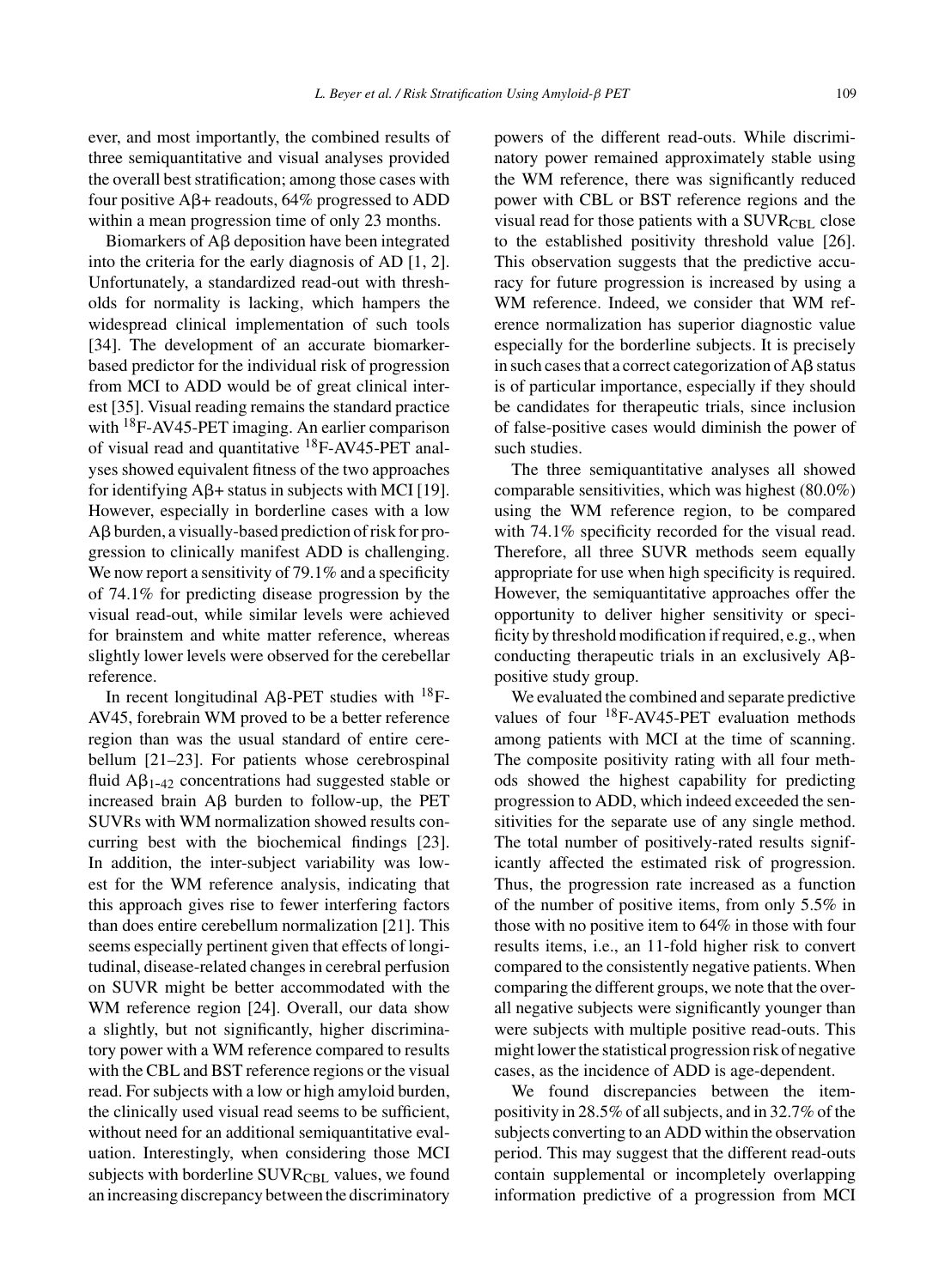ever, and most importantly, the combined results of three semiquantitative and visual analyses provided the overall best stratification; among those cases with four positive Aβ+ readouts, 64% progressed to ADD within a mean progression time of only 23 months.

Biomarkers of Aβ deposition have been integrated into the criteria for the early diagnosis of AD [1, 2]. Unfortunately, a standardized read-out with thresholds for normality is lacking, which hampers the widespread clinical implementation of such tools [34]. The development of an accurate biomarker-based predictor for the individual risk of progression from MCI to ADD would be of great clinical interest [35]. Visual reading remains the standard practice with $^{18}$F-AV45-PET imaging. An earlier comparison of visual read and quantitative $^{18}$F-AV45-PET analyses showed equivalent fitness of the two approaches for identifying Aβ+ status in subjects with MCI [19]. However, especially in borderline cases with a low Aβ burden, a visually-based prediction of risk for progression to clinically manifest ADD is challenging. We now report a sensitivity of 79.1% and a specificity of 74.1% for predicting disease progression by the visual read-out, while similar levels were achieved for brainstem and white matter reference, whereas slightly lower levels were observed for the cerebellar reference.

In recent longitudinal Aβ-PET studies with $^{18}$F-AV45, forebrain WM proved to be a better reference region than was the usual standard of entire cerebellum [21–23]. For patients whose cerebrospinal fluid $A\beta_{1\text{-}42}$ concentrations had suggested stable or increased brain Aβ burden to follow-up, the PET SUVRs with WM normalization showed results concurring best with the biochemical findings [23]. In addition, the inter-subject variability was lowest for the WM reference analysis, indicating that this approach gives rise to fewer interfering factors than does entire cerebellum normalization [21]. This seems especially pertinent given that effects of longitudinal, disease-related changes in cerebral perfusion on SUVR might be better accommodated with the WM reference region [24]. Overall, our data show a slightly, but not significantly, higher discriminatory power with a WM reference compared to results with the CBL and BST reference regions or the visual read. For subjects with a low or high amyloid burden, the clinically used visual read seems to be sufficient, without need for an additional semiquantitative evaluation. Interestingly, when considering those MCI subjects with borderline $SUVR_{CBL}$ values, we found an increasing discrepancy between the discriminatory powers of the different read-outs. While discriminatory power remained approximately stable using the WM reference, there was significantly reduced power with CBL or BST reference regions and the visual read for those patients with a $SUVR_{CBL}$ close to the established positivity threshold value [26]. This observation suggests that the predictive accuracy for future progression is increased by using a WM reference. Indeed, we consider that WM reference normalization has superior diagnostic value especially for the borderline subjects. It is precisely in such cases that a correct categorization of Aβ status is of particular importance, especially if they should be candidates for therapeutic trials, since inclusion of false-positive cases would diminish the power of such studies.

The three semiquantitative analyses all showed comparable sensitivities, which was highest (80.0%) using the WM reference region, to be compared with 74.1% specificity recorded for the visual read. Therefore, all three SUVR methods seem equally appropriate for use when high specificity is required. However, the semiquantitative approaches offer the opportunity to deliver higher sensitivity or specificity by threshold modification if required, e.g., when conducting therapeutic trials in an exclusively Aβ-positive study group.

We evaluated the combined and separate predictive values of four $^{18}$F-AV45-PET evaluation methods among patients with MCI at the time of scanning. The composite positivity rating with all four methods showed the highest capability for predicting progression to ADD, which indeed exceeded the sensitivities for the separate use of any single method. The total number of positively-rated results significantly affected the estimated risk of progression. Thus, the progression rate increased as a function of the number of positive items, from only 5.5% in those with no positive item to 64% in those with four results items, i.e., an 11-fold higher risk to convert compared to the consistently negative patients. When comparing the different groups, we note that the overall negative subjects were significantly younger than were subjects with multiple positive read-outs. This might lower the statistical progression risk of negative cases, as the incidence of ADD is age-dependent.

We found discrepancies between the item-positivity in 28.5% of all subjects, and in 32.7% of the subjects converting to an ADD within the observation period. This may suggest that the different read-outs contain supplemental or incompletely overlapping information predictive of a progression from MCI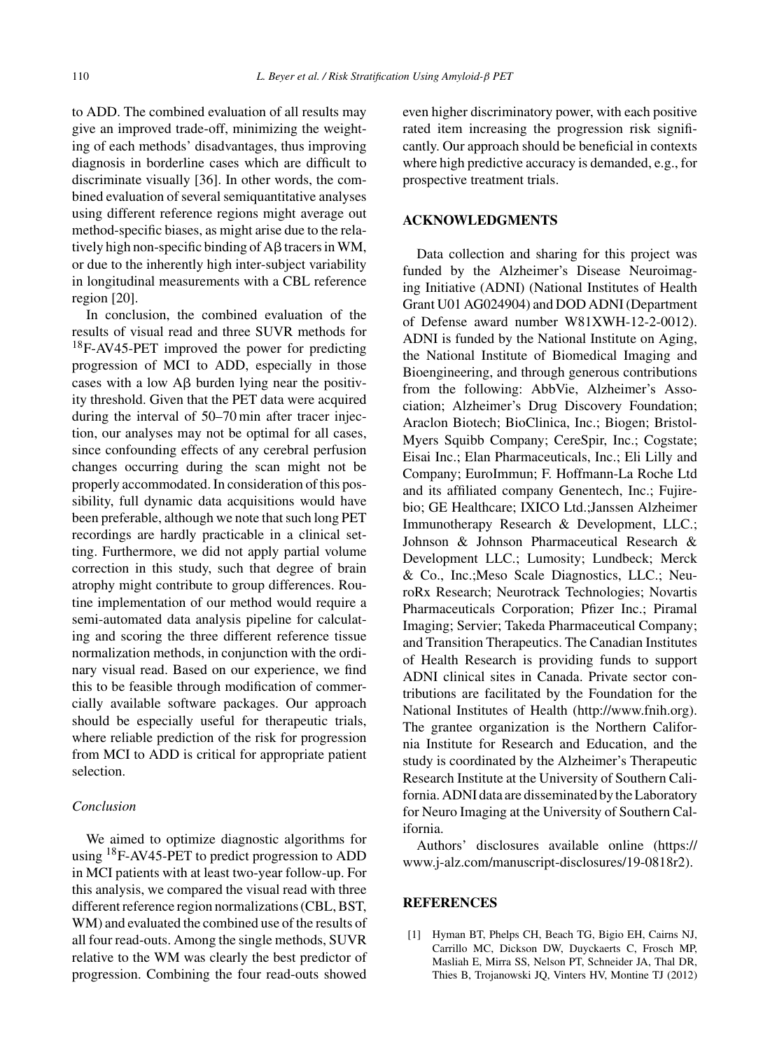to ADD. The combined evaluation of all results may give an improved trade-off, minimizing the weighting of each methods' disadvantages, thus improving diagnosis in borderline cases which are difficult to discriminate visually [36]. In other words, the combined evaluation of several semiquantitative analyses using different reference regions might average out method-specific biases, as might arise due to the relatively high non-specific binding of Aβ tracers in WM, or due to the inherently high inter-subject variability in longitudinal measurements with a CBL reference region [20].

In conclusion, the combined evaluation of the results of visual read and three SUVR methods for $^{18}$F-AV45-PET improved the power for predicting progression of MCI to ADD, especially in those cases with a low Aβ burden lying near the positivity threshold. Given that the PET data were acquired during the interval of 50–70 min after tracer injection, our analyses may not be optimal for all cases, since confounding effects of any cerebral perfusion changes occurring during the scan might not be properly accommodated. In consideration of this possibility, full dynamic data acquisitions would have been preferable, although we note that such long PET recordings are hardly practicable in a clinical setting. Furthermore, we did not apply partial volume correction in this study, such that degree of brain atrophy might contribute to group differences. Routine implementation of our method would require a semi-automated data analysis pipeline for calculating and scoring the three different reference tissue normalization methods, in conjunction with the ordinary visual read. Based on our experience, we find this to be feasible through modification of commercially available software packages. Our approach should be especially useful for therapeutic trials, where reliable prediction of the risk for progression from MCI to ADD is critical for appropriate patient selection.

### *Conclusion*

We aimed to optimize diagnostic algorithms for using $^{18}$F-AV45-PET to predict progression to ADD in MCI patients with at least two-year follow-up. For this analysis, we compared the visual read with three different reference region normalizations (CBL, BST, WM) and evaluated the combined use of the results of all four read-outs. Among the single methods, SUVR relative to the WM was clearly the best predictor of progression. Combining the four read-outs showed even higher discriminatory power, with each positive rated item increasing the progression risk significantly. Our approach should be beneficial in contexts where high predictive accuracy is demanded, e.g., for prospective treatment trials.

## ACKNOWLEDGMENTS

Data collection and sharing for this project was funded by the Alzheimer's Disease Neuroimaging Initiative (ADNI) (National Institutes of Health Grant U01 AG024904) and DOD ADNI (Department of Defense award number W81XWH-12-2-0012). ADNI is funded by the National Institute on Aging, the National Institute of Biomedical Imaging and Bioengineering, and through generous contributions from the following: AbbVie, Alzheimer's Association; Alzheimer's Drug Discovery Foundation; Araclon Biotech; BioClinica, Inc.; Biogen; Bristol-Myers Squibb Company; CereSpir, Inc.; Cogstate; Eisai Inc.; Elan Pharmaceuticals, Inc.; Eli Lilly and Company; EuroImmun; F. Hoffmann-La Roche Ltd and its affiliated company Genentech, Inc.; Fujirebio; GE Healthcare; IXICO Ltd.;Janssen Alzheimer Immunotherapy Research & Development, LLC.; Johnson & Johnson Pharmaceutical Research & Development LLC.; Lumosity; Lundbeck; Merck & Co., Inc.;Meso Scale Diagnostics, LLC.; NeuroRx Research; Neurotrack Technologies; Novartis Pharmaceuticals Corporation; Pfizer Inc.; Piramal Imaging; Servier; Takeda Pharmaceutical Company; and Transition Therapeutics. The Canadian Institutes of Health Research is providing funds to support ADNI clinical sites in Canada. Private sector contributions are facilitated by the Foundation for the National Institutes of Health (http://www.fnih.org). The grantee organization is the Northern California Institute for Research and Education, and the study is coordinated by the Alzheimer's Therapeutic Research Institute at the University of Southern California. ADNI data are disseminated by the Laboratory for Neuro Imaging at the University of Southern California.

Authors' disclosures available online (https://www.j-alz.com/manuscript-disclosures/19-0818r2).

## REFERENCES

[1] Hyman BT, Phelps CH, Beach TG, Bigio EH, Cairns NJ, Carrillo MC, Dickson DW, Duyckaerts C, Frosch MP, Masliah E, Mirra SS, Nelson PT, Schneider JA, Thal DR, Thies B, Trojanowski JQ, Vinters HV, Montine TJ (2012)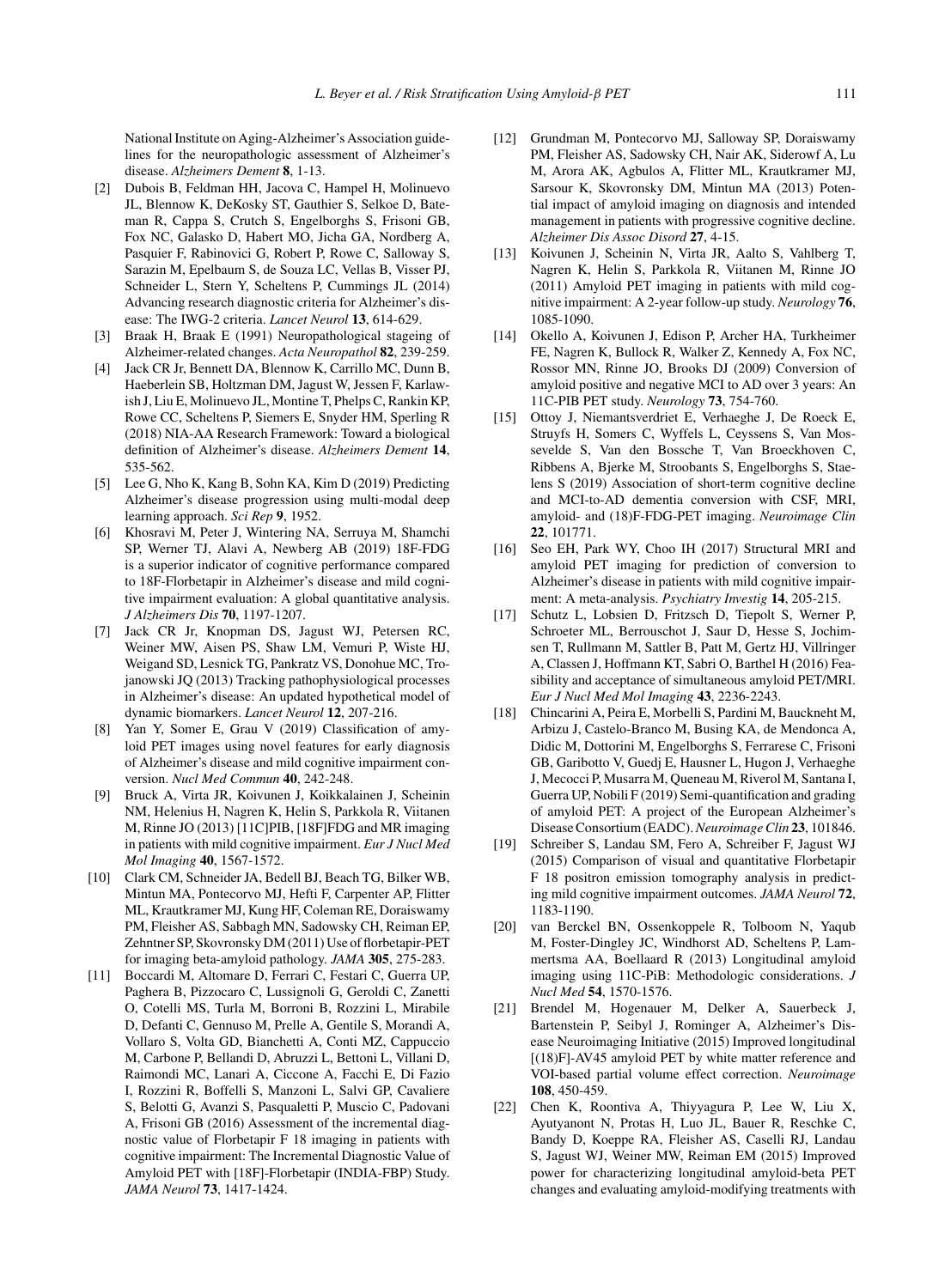National Institute on Aging-Alzheimer's Association guidelines for the neuropathologic assessment of Alzheimer's disease. *Alzheimers Dement* **8**, 1-13.

[2] Dubois B, Feldman HH, Jacova C, Hampel H, Molinuevo JL, Blennow K, DeKosky ST, Gauthier S, Selkoe D, Bateman R, Cappa S, Crutch S, Engelborghs S, Frisoni GB, Fox NC, Galasko D, Habert MO, Jicha GA, Nordberg A, Pasquier F, Rabinovici G, Robert P, Rowe C, Salloway S, Sarazin M, Epelbaum S, de Souza LC, Vellas B, Visser PJ, Schneider L, Stern Y, Scheltens P, Cummings JL (2014) Advancing research diagnostic criteria for Alzheimer's disease: The IWG-2 criteria. *Lancet Neurol* **13**, 614-629.

[3] Braak H, Braak E (1991) Neuropathological stageing of Alzheimer-related changes. *Acta Neuropathol* **82**, 239-259.

[4] Jack CR Jr, Bennett DA, Blennow K, Carrillo MC, Dunn B, Haeberlein SB, Holtzman DM, Jagust W, Jessen F, Karlawish J, Liu E, Molinuevo JL, Montine T, Phelps C, Rankin KP, Rowe CC, Scheltens P, Siemers E, Snyder HM, Sperling R (2018) NIA-AA Research Framework: Toward a biological definition of Alzheimer's disease. *Alzheimers Dement* **14**, 535-562.

[5] Lee G, Nho K, Kang B, Sohn KA, Kim D (2019) Predicting Alzheimer's disease progression using multi-modal deep learning approach. *Sci Rep* **9**, 1952.

[6] Khosravi M, Peter J, Wintering NA, Serruya M, Shamchi SP, Werner TJ, Alavi A, Newberg AB (2019) 18F-FDG is a superior indicator of cognitive performance compared to 18F-Florbetapir in Alzheimer's disease and mild cognitive impairment evaluation: A global quantitative analysis. *J Alzheimers Dis* **70**, 1197-1207.

[7] Jack CR Jr, Knopman DS, Jagust WJ, Petersen RC, Weiner MW, Aisen PS, Shaw LM, Vemuri P, Wiste HJ, Weigand SD, Lesnick TG, Pankratz VS, Donohue MC, Trojanowski JQ (2013) Tracking pathophysiological processes in Alzheimer's disease: An updated hypothetical model of dynamic biomarkers. *Lancet Neurol* **12**, 207-216.

[8] Yan Y, Somer E, Grau V (2019) Classification of amyloid PET images using novel features for early diagnosis of Alzheimer's disease and mild cognitive impairment conversion. *Nucl Med Commun* **40**, 242-248.

[9] Bruck A, Virta JR, Koivunen J, Koikkalainen J, Scheinin NM, Helenius H, Nagren K, Helin S, Parkkola R, Viitanen M, Rinne JO (2013) [11C]PIB, [18F]FDG and MR imaging in patients with mild cognitive impairment. *Eur J Nucl Med Mol Imaging* **40**, 1567-1572.

[10] Clark CM, Schneider JA, Bedell BJ, Beach TG, Bilker WB, Mintun MA, Pontecorvo MJ, Hefti F, Carpenter AP, Flitter ML, Krautkramer MJ, Kung HF, Coleman RE, Doraiswamy PM, Fleisher AS, Sabbagh MN, Sadowsky CH, Reiman EP, Zehntner SP, Skovronsky DM (2011) Use of florbetapir-PET for imaging beta-amyloid pathology. *JAMA* **305**, 275-283.

[11] Boccardi M, Altomare D, Ferrari C, Festari C, Guerra UP, Paghera B, Pizzocaro C, Lussignoli G, Geroldi C, Zanetti O, Cotelli MS, Turla M, Borroni B, Rozzini L, Mirabile D, Defanti C, Gennuso M, Prelle A, Gentile S, Morandi A, Vollaro S, Volta GD, Bianchetti A, Conti MZ, Cappuccio M, Carbone P, Bellandi D, Abruzzi L, Bettoni L, Villani D, Raimondi MC, Lanari A, Ciccone A, Facchi E, Di Fazio I, Rozzini R, Boffelli S, Manzoni L, Salvi GP, Cavaliere S, Belotti G, Avanzi S, Pasqualetti P, Muscio C, Padovani A, Frisoni GB (2016) Assessment of the incremental diagnostic value of Florbetapir F 18 imaging in patients with cognitive impairment: The Incremental Diagnostic Value of Amyloid PET with [18F]-Florbetapir (INDIA-FBP) Study. *JAMA Neurol* **73**, 1417-1424.

[12] Grundman M, Pontecorvo MJ, Salloway SP, Doraiswamy PM, Fleisher AS, Sadowsky CH, Nair AK, Siderowf A, Lu M, Arora AK, Agbulos A, Flitter ML, Krautkramer MJ, Sarsour K, Skovronsky DM, Mintun MA (2013) Potential impact of amyloid imaging on diagnosis and intended management in patients with progressive cognitive decline. *Alzheimer Dis Assoc Disord* **27**, 4-15.

[13] Koivunen J, Scheinin N, Virta JR, Aalto S, Vahlberg T, Nagren K, Helin S, Parkkola R, Viitanen M, Rinne JO (2011) Amyloid PET imaging in patients with mild cognitive impairment: A 2-year follow-up study. *Neurology* **76**, 1085-1090.

[14] Okello A, Koivunen J, Edison P, Archer HA, Turkheimer FE, Nagren K, Bullock R, Walker Z, Kennedy A, Fox NC, Rossor MN, Rinne JO, Brooks DJ (2009) Conversion of amyloid positive and negative MCI to AD over 3 years: An 11C-PIB PET study. *Neurology* **73**, 754-760.

[15] Ottoy J, Niemantsverdriet E, Verhaeghe J, De Roeck E, Struyfs H, Somers C, Wyffels L, Ceyssens S, Van Mossevelde S, Van den Bossche T, Van Broeckhoven C, Ribbens A, Bjerke M, Stroobants S, Engelborghs S, Staelens S (2019) Association of short-term cognitive decline and MCI-to-AD dementia conversion with CSF, MRI, amyloid- and (18)F-FDG-PET imaging. *Neuroimage Clin* **22**, 101771.

[16] Seo EH, Park WY, Choo IH (2017) Structural MRI and amyloid PET imaging for prediction of conversion to Alzheimer's disease in patients with mild cognitive impairment: A meta-analysis. *Psychiatry Investig* **14**, 205-215.

[17] Schutz L, Lobsien D, Fritzsch D, Tiepolt S, Werner P, Schroeter ML, Berrouschot J, Saur D, Hesse S, Jochimsen T, Rullmann M, Sattler B, Patt M, Gertz HJ, Villringer A, Classen J, Hoffmann KT, Sabri O, Barthel H (2016) Feasibility and acceptance of simultaneous amyloid PET/MRI. *Eur J Nucl Med Mol Imaging* **43**, 2236-2243.

[18] Chincarini A, Peira E, Morbelli S, Pardini M, Bauckneht M, Arbizu J, Castelo-Branco M, Busing KA, de Mendonca A, Didic M, Dottorini M, Engelborghs S, Ferrarese C, Frisoni GB, Garibotto V, Guedj E, Hausner L, Hugon J, Verhaeghe J, Mecocci P, Musarra M, Queneau M, Riverol M, Santana I, Guerra UP, Nobili F (2019) Semi-quantification and grading of amyloid PET: A project of the European Alzheimer's Disease Consortium (EADC). *Neuroimage Clin* **23**, 101846.

[19] Schreiber S, Landau SM, Fero A, Schreiber F, Jagust WJ (2015) Comparison of visual and quantitative Florbetapir F 18 positron emission tomography analysis in predicting mild cognitive impairment outcomes. *JAMA Neurol* **72**, 1183-1190.

[20] van Berckel BN, Ossenkoppele R, Tolboom N, Yaqub M, Foster-Dingley JC, Windhorst AD, Scheltens P, Lammertsma AA, Boellaard R (2013) Longitudinal amyloid imaging using 11C-PiB: Methodologic considerations. *J Nucl Med* **54**, 1570-1576.

[21] Brendel M, Hogenauer M, Delker A, Sauerbeck J, Bartenstein P, Seibyl J, Rominger A, Alzheimer's Disease Neuroimaging Initiative (2015) Improved longitudinal [(18)F]-AV45 amyloid PET by white matter reference and VOI-based partial volume effect correction. *Neuroimage* **108**, 450-459.

[22] Chen K, Roontiva A, Thiyyagura P, Lee W, Liu X, Ayutyanont N, Protas H, Luo JL, Bauer R, Reschke C, Bandy D, Koeppe RA, Fleisher AS, Caselli RJ, Landau S, Jagust WJ, Weiner MW, Reiman EM (2015) Improved power for characterizing longitudinal amyloid-beta PET changes and evaluating amyloid-modifying treatments with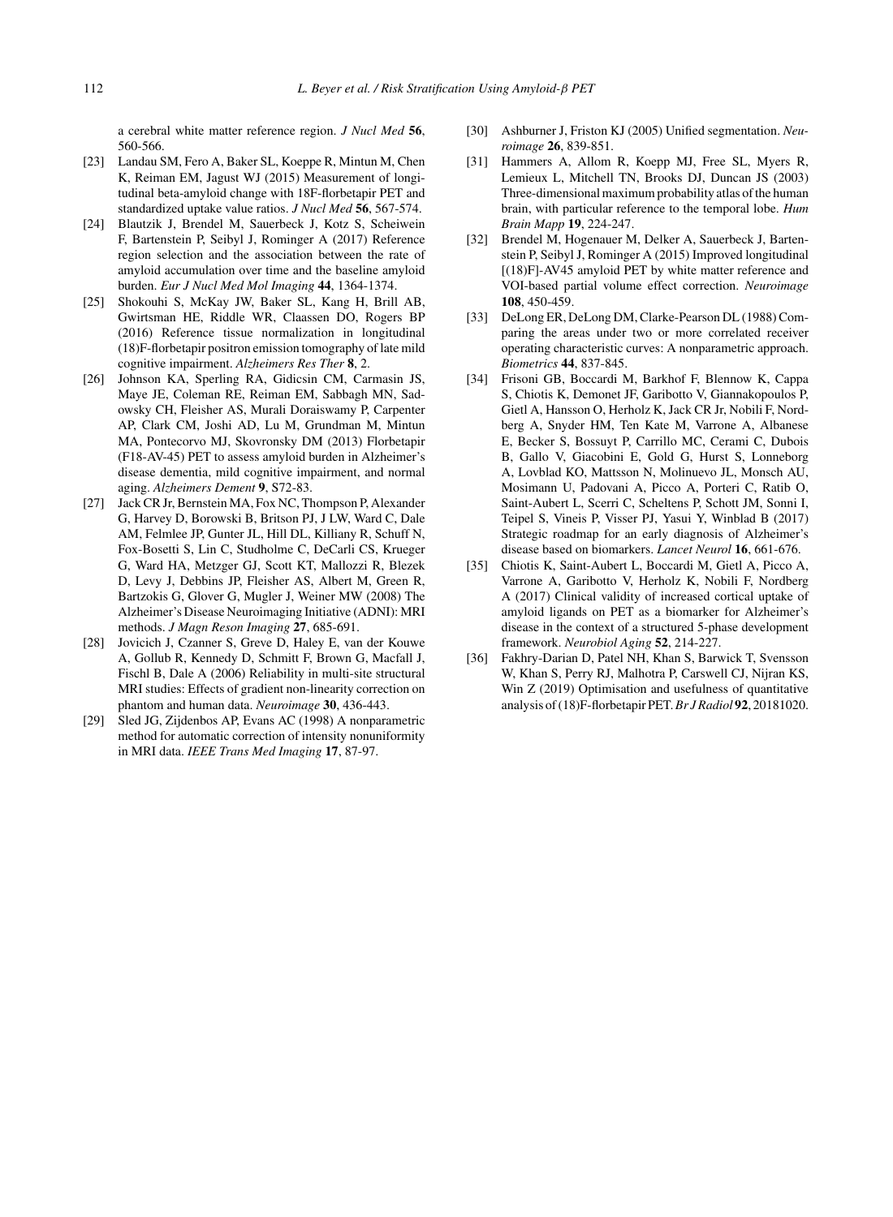a cerebral white matter reference region. *J Nucl Med* **56**, 560-566.

[23] Landau SM, Fero A, Baker SL, Koeppe R, Mintun M, Chen K, Reiman EM, Jagust WJ (2015) Measurement of longitudinal beta-amyloid change with 18F-florbetapir PET and standardized uptake value ratios. *J Nucl Med* **56**, 567-574.

[24] Blautzik J, Brendel M, Sauerbeck J, Kotz S, Scheiwein F, Bartenstein P, Seibyl J, Rominger A (2017) Reference region selection and the association between the rate of amyloid accumulation over time and the baseline amyloid burden. *Eur J Nucl Med Mol Imaging* **44**, 1364-1374.

[25] Shokouhi S, McKay JW, Baker SL, Kang H, Brill AB, Gwirtsman HE, Riddle WR, Claassen DO, Rogers BP (2016) Reference tissue normalization in longitudinal (18)F-florbetapir positron emission tomography of late mild cognitive impairment. *Alzheimers Res Ther* **8**, 2.

[26] Johnson KA, Sperling RA, Gidicsin CM, Carmasin JS, Maye JE, Coleman RE, Reiman EM, Sabbagh MN, Sadowsky CH, Fleisher AS, Murali Doraiswamy P, Carpenter AP, Clark CM, Joshi AD, Lu M, Grundman M, Mintun MA, Pontecorvo MJ, Skovronsky DM (2013) Florbetapir (F18-AV-45) PET to assess amyloid burden in Alzheimer's disease dementia, mild cognitive impairment, and normal aging. *Alzheimers Dement* **9**, S72-83.

[27] Jack CR Jr, Bernstein MA, Fox NC, Thompson P, Alexander G, Harvey D, Borowski B, Britson PJ, J LW, Ward C, Dale AM, Felmlee JP, Gunter JL, Hill DL, Killiany R, Schuff N, Fox-Bosetti S, Lin C, Studholme C, DeCarli CS, Krueger G, Ward HA, Metzger GJ, Scott KT, Mallozzi R, Blezek D, Levy J, Debbins JP, Fleisher AS, Albert M, Green R, Bartzokis G, Glover G, Mugler J, Weiner MW (2008) The Alzheimer's Disease Neuroimaging Initiative (ADNI): MRI methods. *J Magn Reson Imaging* **27**, 685-691.

[28] Jovicich J, Czanner S, Greve D, Haley E, van der Kouwe A, Gollub R, Kennedy D, Schmitt F, Brown G, Macfall J, Fischl B, Dale A (2006) Reliability in multi-site structural MRI studies: Effects of gradient non-linearity correction on phantom and human data. *Neuroimage* **30**, 436-443.

[29] Sled JG, Zijdenbos AP, Evans AC (1998) A nonparametric method for automatic correction of intensity nonuniformity in MRI data. *IEEE Trans Med Imaging* **17**, 87-97.

[30] Ashburner J, Friston KJ (2005) Unified segmentation. *Neuroimage* **26**, 839-851.

[31] Hammers A, Allom R, Koepp MJ, Free SL, Myers R, Lemieux L, Mitchell TN, Brooks DJ, Duncan JS (2003) Three-dimensional maximum probability atlas of the human brain, with particular reference to the temporal lobe. *Hum Brain Mapp* **19**, 224-247.

[32] Brendel M, Hogenauer M, Delker A, Sauerbeck J, Bartenstein P, Seibyl J, Rominger A (2015) Improved longitudinal [(18)F]-AV45 amyloid PET by white matter reference and VOI-based partial volume effect correction. *Neuroimage* **108**, 450-459.

[33] DeLong ER, DeLong DM, Clarke-Pearson DL (1988) Comparing the areas under two or more correlated receiver operating characteristic curves: A nonparametric approach. *Biometrics* **44**, 837-845.

[34] Frisoni GB, Boccardi M, Barkhof F, Blennow K, Cappa S, Chiotis K, Demonet JF, Garibotto V, Giannakopoulos P, Gietl A, Hansson O, Herholz K, Jack CR Jr, Nobili F, Nordberg A, Snyder HM, Ten Kate M, Varrone A, Albanese E, Becker S, Bossuyt P, Carrillo MC, Cerami C, Dubois B, Gallo V, Giacobini E, Gold G, Hurst S, Lonneborg A, Lovblad KO, Mattsson N, Molinuevo JL, Monsch AU, Mosimann U, Padovani A, Picco A, Porteri C, Ratib O, Saint-Aubert L, Scerri C, Scheltens P, Schott JM, Sonni I, Teipel S, Vineis P, Visser PJ, Yasui Y, Winblad B (2017) Strategic roadmap for an early diagnosis of Alzheimer's disease based on biomarkers. *Lancet Neurol* **16**, 661-676.

[35] Chiotis K, Saint-Aubert L, Boccardi M, Gietl A, Picco A, Varrone A, Garibotto V, Herholz K, Nobili F, Nordberg A (2017) Clinical validity of increased cortical uptake of amyloid ligands on PET as a biomarker for Alzheimer's disease in the context of a structured 5-phase development framework. *Neurobiol Aging* **52**, 214-227.

[36] Fakhry-Darian D, Patel NH, Khan S, Barwick T, Svensson W, Khan S, Perry RJ, Malhotra P, Carswell CJ, Nijran KS, Win Z (2019) Optimisation and usefulness of quantitative analysis of (18)F-florbetapir PET. *Br J Radiol* **92**, 20181020.